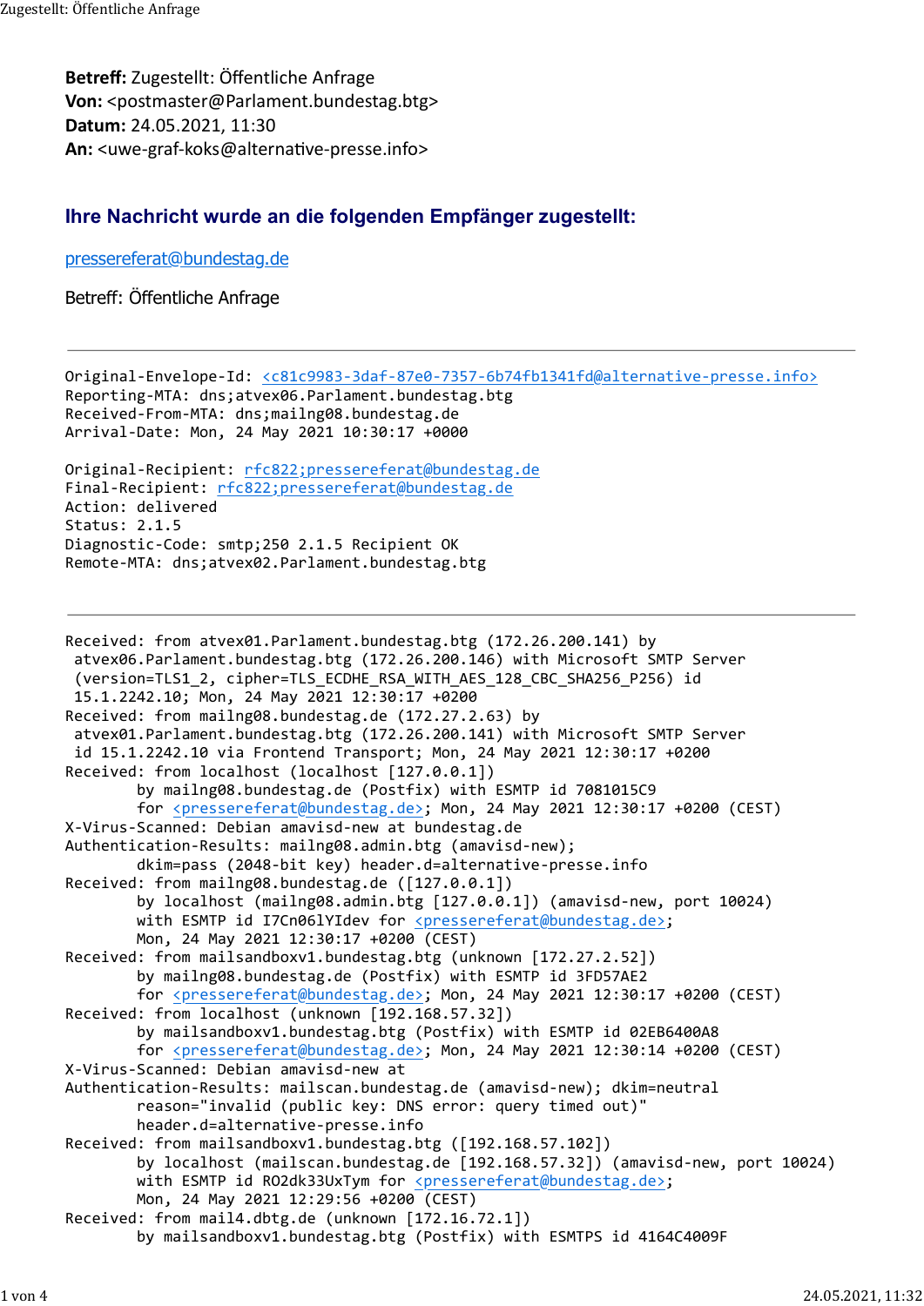**Betreff:** Zugestellt: Öffentliche Anfrage
**Von:** <postmaster@Parlament.bundestag.btg>
**Datum:** 24.05.2021, 11:30
**An:** <uwe-graf-koks@alternative-presse.info>

## Ihre Nachricht wurde an die folgenden Empfänger zugestellt:

pressereferat@bundestag.de

Betreff: Öffentliche Anfrage

---

```
Original-Envelope-Id: <c81c9983-3daf-87e0-7357-6b74fb1341fd@alternative-presse.info>
Reporting-MTA: dns;atvex06.Parlament.bundestag.btg
Received-From-MTA: dns;mailng08.bundestag.de
Arrival-Date: Mon, 24 May 2021 10:30:17 +0000

Original-Recipient: rfc822;pressereferat@bundestag.de
Final-Recipient: rfc822;pressereferat@bundestag.de
Action: delivered
Status: 2.1.5
Diagnostic-Code: smtp;250 2.1.5 Recipient OK
Remote-MTA: dns;atvex02.Parlament.bundestag.btg
```

---

```
Received: from atvex01.Parlament.bundestag.btg (172.26.200.141) by
 atvex06.Parlament.bundestag.btg (172.26.200.146) with Microsoft SMTP Server
 (version=TLS1_2, cipher=TLS_ECDHE_RSA_WITH_AES_128_CBC_SHA256_P256) id
 15.1.2242.10; Mon, 24 May 2021 12:30:17 +0200
Received: from mailng08.bundestag.de (172.27.2.63) by
 atvex01.Parlament.bundestag.btg (172.26.200.141) with Microsoft SMTP Server
 id 15.1.2242.10 via Frontend Transport; Mon, 24 May 2021 12:30:17 +0200
Received: from localhost (localhost [127.0.0.1])
        by mailng08.bundestag.de (Postfix) with ESMTP id 7081015C9
        for <pressereferat@bundestag.de>; Mon, 24 May 2021 12:30:17 +0200 (CEST)
X-Virus-Scanned: Debian amavisd-new at bundestag.de
Authentication-Results: mailng08.admin.btg (amavisd-new);
        dkim=pass (2048-bit key) header.d=alternative-presse.info
Received: from mailng08.bundestag.de ([127.0.0.1])
        by localhost (mailng08.admin.btg [127.0.0.1]) (amavisd-new, port 10024)
        with ESMTP id I7Cn06lYIdev for <pressereferat@bundestag.de>;
        Mon, 24 May 2021 12:30:17 +0200 (CEST)
Received: from mailsandboxv1.bundestag.btg (unknown [172.27.2.52])
        by mailng08.bundestag.de (Postfix) with ESMTP id 3FD57AE2
        for <pressereferat@bundestag.de>; Mon, 24 May 2021 12:30:17 +0200 (CEST)
Received: from localhost (unknown [192.168.57.32])
        by mailsandboxv1.bundestag.btg (Postfix) with ESMTP id 02EB6400A8
        for <pressereferat@bundestag.de>; Mon, 24 May 2021 12:30:14 +0200 (CEST)
X-Virus-Scanned: Debian amavisd-new at
Authentication-Results: mailscan.bundestag.de (amavisd-new); dkim=neutral
        reason="invalid (public key: DNS error: query timed out)"
        header.d=alternative-presse.info
Received: from mailsandboxv1.bundestag.btg ([192.168.57.102])
        by localhost (mailscan.bundestag.de [192.168.57.32]) (amavisd-new, port 10024)
        with ESMTP id RO2dk33UxTym for <pressereferat@bundestag.de>;
        Mon, 24 May 2021 12:29:56 +0200 (CEST)
Received: from mail4.dbtg.de (unknown [172.16.72.1])
        by mailsandboxv1.bundestag.btg (Postfix) with ESMTPS id 4164C4009F
```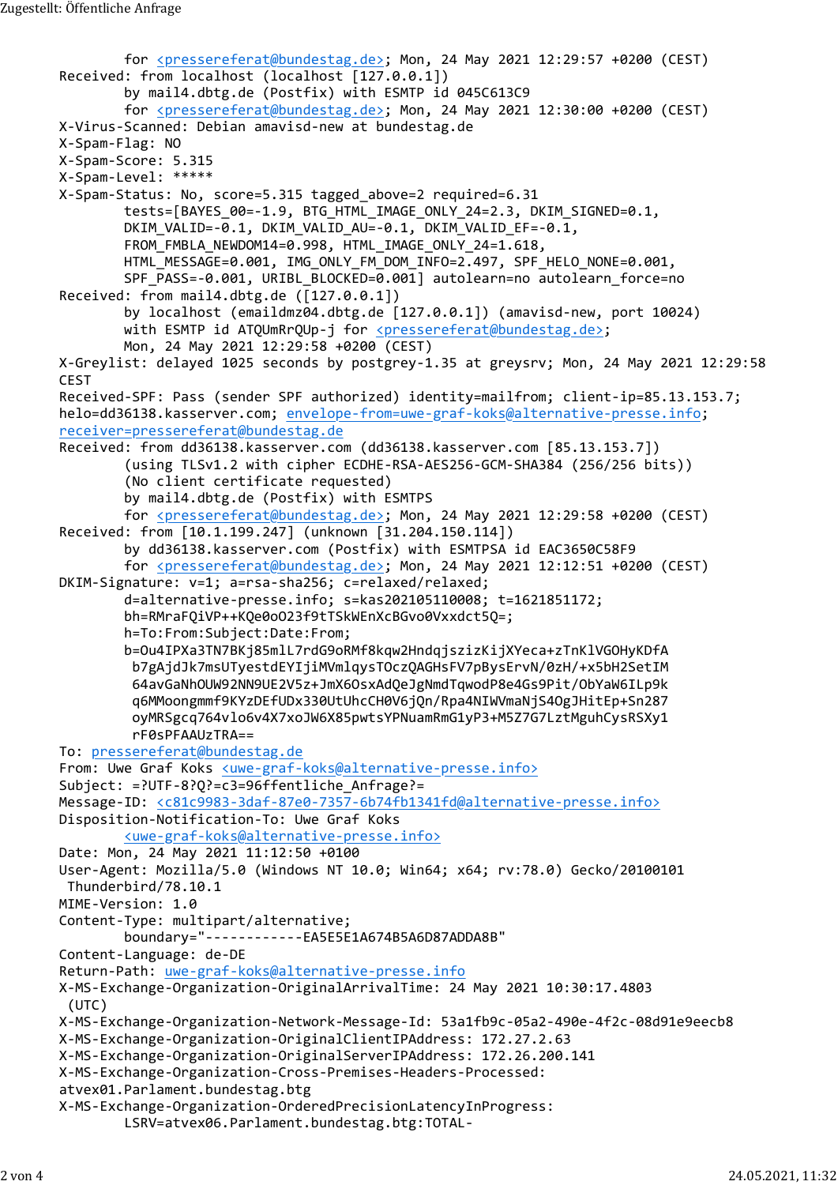```
        for <pressereferat@bundestag.de>; Mon, 24 May 2021 12:29:57 +0200 (CEST)
Received: from localhost (localhost [127.0.0.1])
        by mail4.dbtg.de (Postfix) with ESMTP id 045C613C9
        for <pressereferat@bundestag.de>; Mon, 24 May 2021 12:30:00 +0200 (CEST)
X-Virus-Scanned: Debian amavisd-new at bundestag.de
X-Spam-Flag: NO
X-Spam-Score: 5.315
X-Spam-Level: *****
X-Spam-Status: No, score=5.315 tagged_above=2 required=6.31
        tests=[BAYES_00=-1.9, BTG_HTML_IMAGE_ONLY_24=2.3, DKIM_SIGNED=0.1,
        DKIM_VALID=-0.1, DKIM_VALID_AU=-0.1, DKIM_VALID_EF=-0.1,
        FROM_FMBLA_NEWDOM14=0.998, HTML_IMAGE_ONLY_24=1.618,
        HTML_MESSAGE=0.001, IMG_ONLY_FM_DOM_INFO=2.497, SPF_HELO_NONE=0.001,
        SPF_PASS=-0.001, URIBL_BLOCKED=0.001] autolearn=no autolearn_force=no
Received: from mail4.dbtg.de ([127.0.0.1])
        by localhost (emaildmz04.dbtg.de [127.0.0.1]) (amavisd-new, port 10024)
        with ESMTP id ATQUmRrQUp-j for <pressereferat@bundestag.de>;
        Mon, 24 May 2021 12:29:58 +0200 (CEST)
X-Greylist: delayed 1025 seconds by postgrey-1.35 at greysrv; Mon, 24 May 2021 12:29:58
CEST
Received-SPF: Pass (sender SPF authorized) identity=mailfrom; client-ip=85.13.153.7;
helo=dd36138.kasserver.com; envelope-from=uwe-graf-koks@alternative-presse.info;
receiver=pressereferat@bundestag.de
Received: from dd36138.kasserver.com (dd36138.kasserver.com [85.13.153.7])
        (using TLSv1.2 with cipher ECDHE-RSA-AES256-GCM-SHA384 (256/256 bits))
        (No client certificate requested)
        by mail4.dbtg.de (Postfix) with ESMTPS
        for <pressereferat@bundestag.de>; Mon, 24 May 2021 12:29:58 +0200 (CEST)
Received: from [10.1.199.247] (unknown [31.204.150.114])
        by dd36138.kasserver.com (Postfix) with ESMTPSA id EAC3650C58F9
        for <pressereferat@bundestag.de>; Mon, 24 May 2021 12:12:51 +0200 (CEST)
DKIM-Signature: v=1; a=rsa-sha256; c=relaxed/relaxed;
        d=alternative-presse.info; s=kas202105110008; t=1621851172;
        bh=RMraFQiVP++KQe0oO23f9tTSkWEnXcBGvo0Vxxdct5Q=;
        h=To:From:Subject:Date:From;
        b=Ou4IPXa3TN7BKj85mlL7rdG9oRMf8kqw2HndqjszizKijXYeca+zTnKlVGOHyKDfA
         b7gAjdJk7msUTyestdEYIjiMVmlqysTOczQAGHsFV7pBysErvN/0zH/+x5bH2SetIM
         64avGaNhOUW92NN9UE2V5z+JmX6OsxAdQeJgNmdTqwodP8e4Gs9Pit/ObYaW6ILp9k
         q6MMoongmmf9KYzDEfUDx330UtUhcCH0V6jQn/Rpa4NIWVmaNjS4OgJHitEp+Sn287
         oyMRSgcq764vlo6v4X7xoJW6X85pwtsYPNuamRmG1yP3+M5Z7G7LztMguhCysRSXy1
         rF0sPFAAUzTRA==
To: pressereferat@bundestag.de
From: Uwe Graf Koks <uwe-graf-koks@alternative-presse.info>
Subject: =?UTF-8?Q?=c3=96ffentliche_Anfrage?=
Message-ID: <c81c9983-3daf-87e0-7357-6b74fb1341fd@alternative-presse.info>
Disposition-Notification-To: Uwe Graf Koks
        <uwe-graf-koks@alternative-presse.info>
Date: Mon, 24 May 2021 11:12:50 +0100
User-Agent: Mozilla/5.0 (Windows NT 10.0; Win64; x64; rv:78.0) Gecko/20100101
 Thunderbird/78.10.1
MIME-Version: 1.0
Content-Type: multipart/alternative;
        boundary="------------EA5E5E1A674B5A6D87ADDA8B"
Content-Language: de-DE
Return-Path: uwe-graf-koks@alternative-presse.info
X-MS-Exchange-Organization-OriginalArrivalTime: 24 May 2021 10:30:17.4803
 (UTC)
X-MS-Exchange-Organization-Network-Message-Id: 53a1fb9c-05a2-490e-4f2c-08d91e9eecb8
X-MS-Exchange-Organization-OriginalClientIPAddress: 172.27.2.63
X-MS-Exchange-Organization-OriginalServerIPAddress: 172.26.200.141
X-MS-Exchange-Organization-Cross-Premises-Headers-Processed:
atvex01.Parlament.bundestag.btg
X-MS-Exchange-Organization-OrderedPrecisionLatencyInProgress:
        LSRV=atvex06.Parlament.bundestag.btg:TOTAL-
```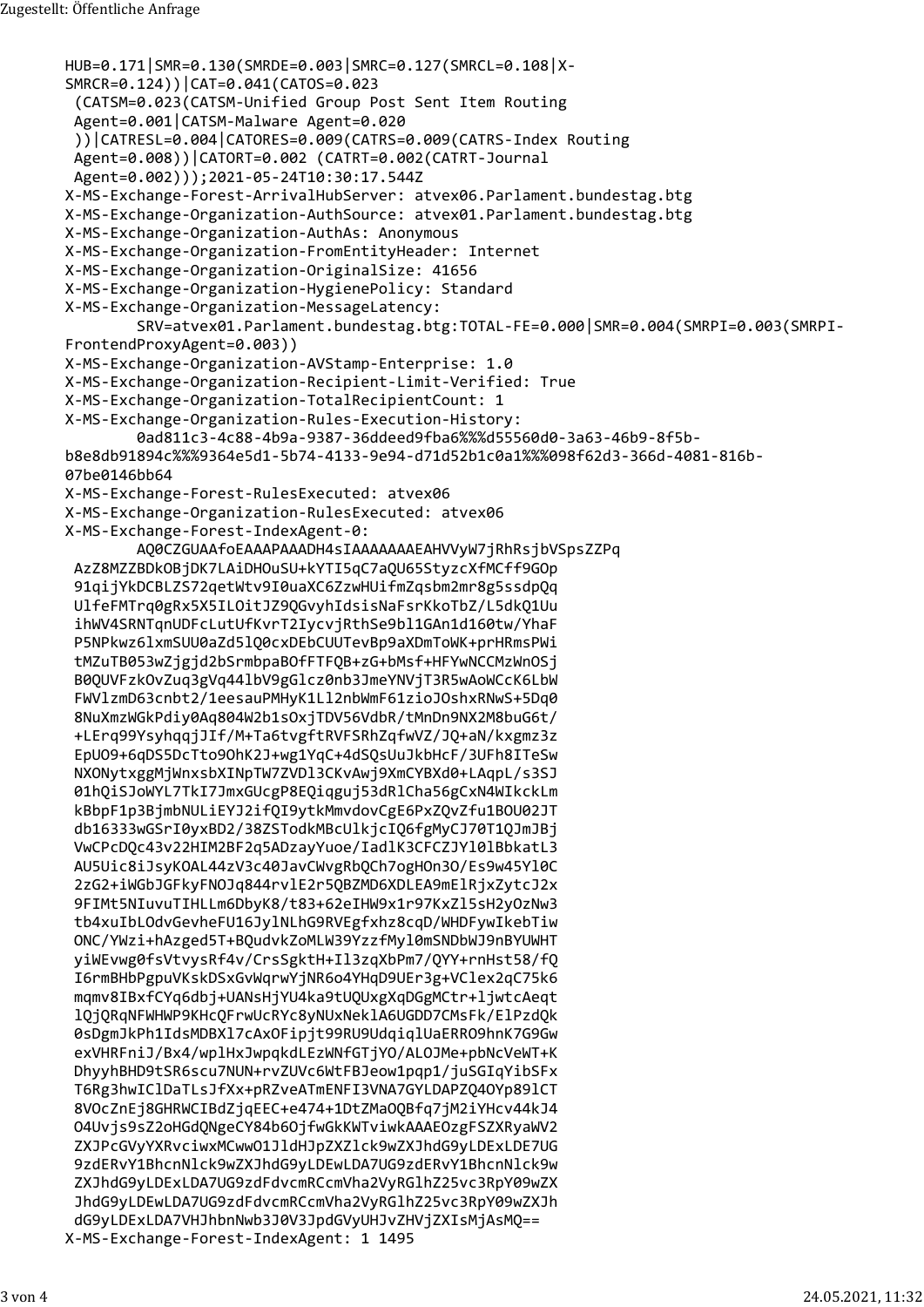```
HUB=0.171|SMR=0.130(SMRDE=0.003|SMRC=0.127(SMRCL=0.108|X-
SMRCR=0.124))|CAT=0.041(CATOS=0.023
 (CATSM=0.023(CATSM-Unified Group Post Sent Item Routing
 Agent=0.001|CATSM-Malware Agent=0.020
 ))|CATRESL=0.004|CATORES=0.009(CATRS=0.009(CATRS-Index Routing
 Agent=0.008))|CATORT=0.002 (CATRT=0.002(CATRT-Journal
 Agent=0.002)));2021-05-24T10:30:17.544Z
X-MS-Exchange-Forest-ArrivalHubServer: atvex06.Parlament.bundestag.btg
X-MS-Exchange-Organization-AuthSource: atvex01.Parlament.bundestag.btg
X-MS-Exchange-Organization-AuthAs: Anonymous
X-MS-Exchange-Organization-FromEntityHeader: Internet
X-MS-Exchange-Organization-OriginalSize: 41656
X-MS-Exchange-Organization-HygienePolicy: Standard
X-MS-Exchange-Organization-MessageLatency:
        SRV=atvex01.Parlament.bundestag.btg:TOTAL-FE=0.000|SMR=0.004(SMRPI=0.003(SMRPI-
FrontendProxyAgent=0.003))
X-MS-Exchange-Organization-AVStamp-Enterprise: 1.0
X-MS-Exchange-Organization-Recipient-Limit-Verified: True
X-MS-Exchange-Organization-TotalRecipientCount: 1
X-MS-Exchange-Organization-Rules-Execution-History:
        0ad811c3-4c88-4b9a-9387-36ddeed9fba6%%%d55560d0-3a63-46b9-8f5b-
b8e8db91894c%%%9364e5d1-5b74-4133-9e94-d71d52b1c0a1%%%098f62d3-366d-4081-816b-
07be0146bb64
X-MS-Exchange-Forest-RulesExecuted: atvex06
X-MS-Exchange-Organization-RulesExecuted: atvex06
X-MS-Exchange-Forest-IndexAgent-0:
        AQ0CZGUAAfoEAAAPAAADH4sIAAAAAAAEAHVVyW7jRhRsjbVSpsZZPq
 AzZ8MZZBDkOBjDK7LAiDHOuSU+kYTI5qC7aQU65StyzcXfMCff9GOp
 91qijYkDCBLZS72qetWtv9I0uaXC6ZzwHUifmZqsbm2mr8g5ssdpQq
 UlfeFMTrq0gRx5X5ILOitJZ9QGvyhIdsisNaFsrKkoTbZ/L5dkQ1Uu
 ihWV4SRNTqnUDFcLutUfKvrT2IycvjRthSe9bl1GAn1d160tw/YhaF
 P5NPkwz6lxmSUU0aZd5lQ0cxDEbCUUTevBp9aXDmToWK+prHRmsPWi
 tMZuTB053wZjgjd2bSrmbpaBOfFTFQB+zG+bMsf+HFYwNCCMzWnOSj
 B0QUVFzkOvZuq3gVq44lbV9gGlcz0nb3JmeYNVjT3R5wAoWCcK6LbW
 FWVlzmD63cnbt2/1eesauPMHyK1Ll2nbWmF61zioJOshxRNwS+5Dq0
 8NuXmzWGkPdiy0Aq804W2b1sOxjTDV56VdbR/tMnDn9NX2M8buG6t/
 +LErq99YsyhqqjJIf/M+Ta6tvgftRVFSRhZqfwVZ/JQ+aN/kxgmz3z
 EpUO9+6qDS5DcTto9OhK2J+wg1YqC+4dSQsUuJkbHcF/3UFh8ITeSw
 NXONytxggMjWnxsbXINpTW7ZVDl3CKvAwj9XmCYBXd0+LAqpL/s3SJ
 01hQiSJoWYL7TkI7JmxGUcgP8EQiqguj53dRlCha56gCxN4WIkckLm
 kBbpF1p3BjmbNULiEYJ2ifQI9ytkMmvdovCgE6PxZQvZfu1BOU02JT
 db16333wGSrI0yxBD2/38ZSTodkMBcUlkjcIQ6fgMyCJ70T1QJmJBj
 VwCPcDQc43v22HIM2BF2q5ADzayYuoe/IadlK3CFCZJYl0lBbkatL3
 AU5Uic8iJsyKOAL44zV3c40JavCWvgRbQCh7ogHOn3O/Es9w45Yl0C
 2zG2+iWGbJGFkyFNOJq844rvlE2r5QBZMD6XDLEA9mElRjxZytcJ2x
 9FIMt5NIuvuTIHLLm6DbyK8/t83+62eIHW9x1r97KxZl5sH2yOzNw3
 tb4xuIbLOdvGevheFU16JylNLhG9RVEgfxhz8cqD/WHDFywIkebTiw
 ONC/YWzi+hAzged5T+BQudvkZoMLW39YzzfMyl0mSNDbWJ9nBYUWHT
 yiWEvwg0fsVtvysRf4v/CrsSgktH+Il3zqXbPm7/QYY+rnHst58/fQ
 I6rmBHbPgpuVKskDSxGvWqrwYjNR6o4YHqD9UEr3g+VClex2qC75k6
 mqmv8IBxfCYq6dbj+UANsHjYU4ka9tUQUxgXqDGgMCtr+ljwtcAeqt
 lQjQRqNFWHWP9KHcQFrwUcRYc8yNUxNeklA6UGDD7CMsFk/ElPzdQk
 0sDgmJkPh1IdsMDBXl7cAxOFipjt99RU9UdqiqlUaERRO9hnK7G9Gw
 exVHRFniJ/Bx4/wplHxJwpqkdLEzWNfGTjYO/ALOJMe+pbNcVeWT+K
 DhyyhBHD9tSR6scu7NUN+rvZUVc6WtFBJeow1pqp1/juSGIqYibSFx
 T6Rg3hwIClDaTLsJfXx+pRZveATmENFI3VNA7GYLDAPZQ4OYp89lCT
 8VOcZnEj8GHRWCIBdZjqEEC+e474+1DtZMaOQBfq7jM2iYHcv44kJ4
 O4Uvjs9sZ2oHGdQNgeCY84b6OjfwGkKWTviwkAAAEOzgFSZXRyaWV2
 ZXJPcGVyYXRvciwxMCwwO1JldHJpZXZlck9wZXJhdG9yLDExLDE7UG
 9zdERvY1BhcnNlck9wZXJhdG9yLDEwLDA7UG9zdERvY1BhcnNlck9w
 ZXJhdG9yLDExLDA7UG9zdFdvcmRCcmVha2VyRGlhZ25vc3RpY09wZX
 JhdG9yLDEwLDA7UG9zdFdvcmRCcmVha2VyRGlhZ25vc3RpY09wZXJh
 dG9yLDExLDA7VHJhbnNwb3J0V3JpdGVyUHJvZHVjZXIsMjAsMQ==
X-MS-Exchange-Forest-IndexAgent: 1 1495
```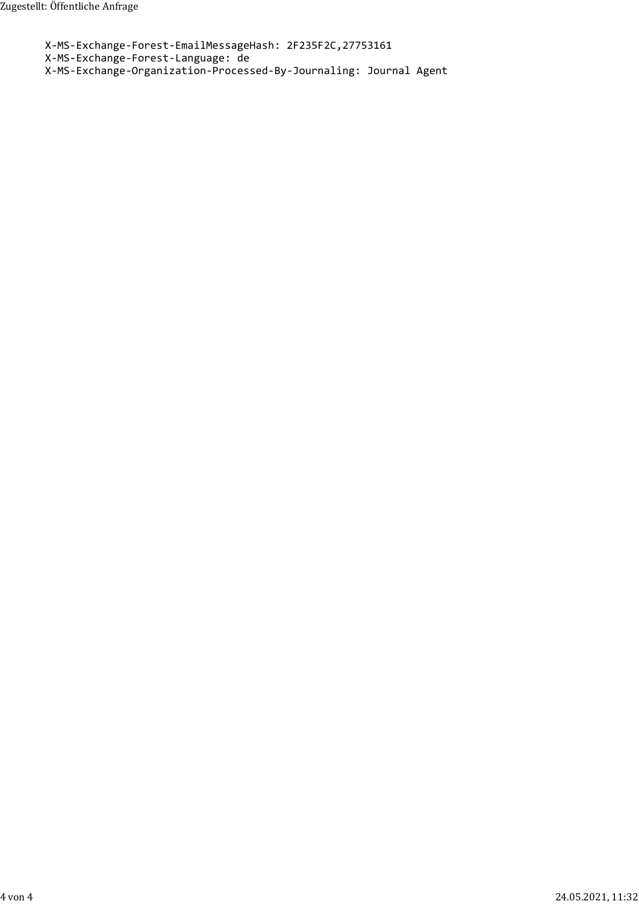```
X-MS-Exchange-Forest-EmailMessageHash: 2F235F2C,27753161
X-MS-Exchange-Forest-Language: de
X-MS-Exchange-Organization-Processed-By-Journaling: Journal Agent
```